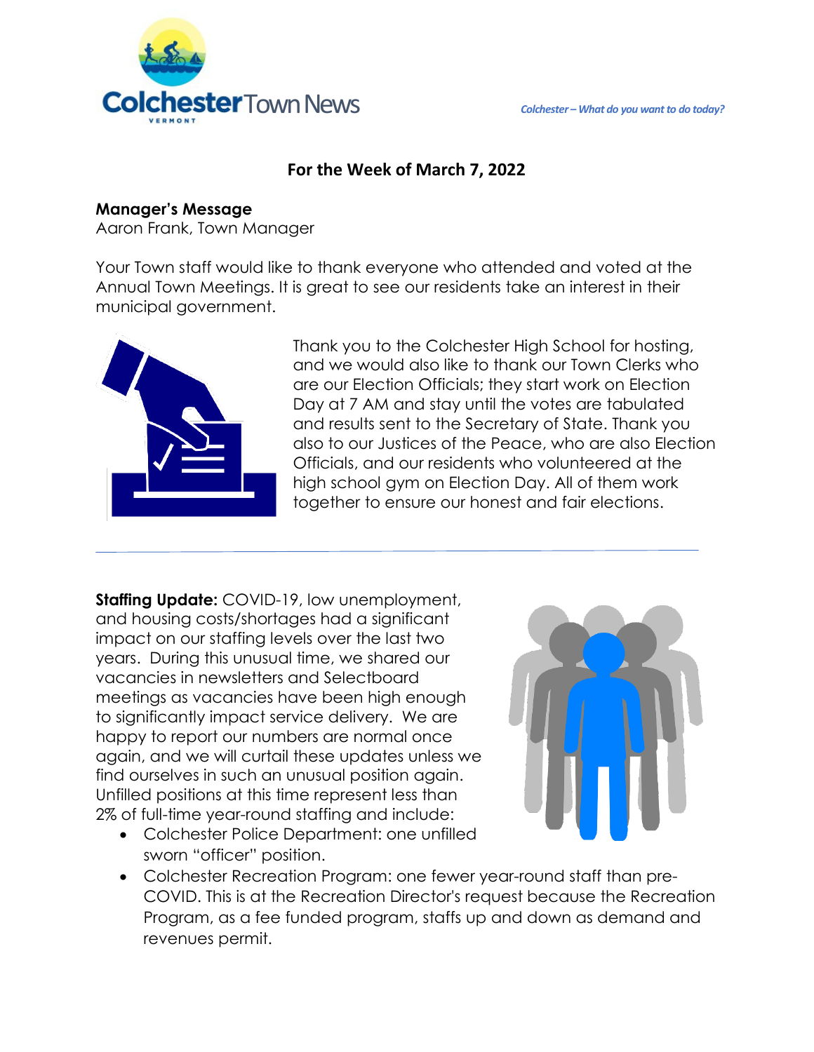Colchester Town News

VERMONT

*Colchester – What do you want to do today?*

## For the Week of March 7, 2022

**Manager's Message**
Aaron Frank, Town Manager

Your Town staff would like to thank everyone who attended and voted at the Annual Town Meetings. It is great to see our residents take an interest in their municipal government.

Thank you to the Colchester High School for hosting, and we would also like to thank our Town Clerks who are our Election Officials; they start work on Election Day at 7 AM and stay until the votes are tabulated and results sent to the Secretary of State. Thank you also to our Justices of the Peace, who are also Election Officials, and our residents who volunteered at the high school gym on Election Day. All of them work together to ensure our honest and fair elections.

---

**Staffing Update:** COVID-19, low unemployment, and housing costs/shortages had a significant impact on our staffing levels over the last two years. During this unusual time, we shared our vacancies in newsletters and Selectboard meetings as vacancies have been high enough to significantly impact service delivery. We are happy to report our numbers are normal once again, and we will curtail these updates unless we find ourselves in such an unusual position again. Unfilled positions at this time represent less than 2% of full-time year-round staffing and include:

- Colchester Police Department: one unfilled sworn "officer" position.
- Colchester Recreation Program: one fewer year-round staff than pre-COVID. This is at the Recreation Director's request because the Recreation Program, as a fee funded program, staffs up and down as demand and revenues permit.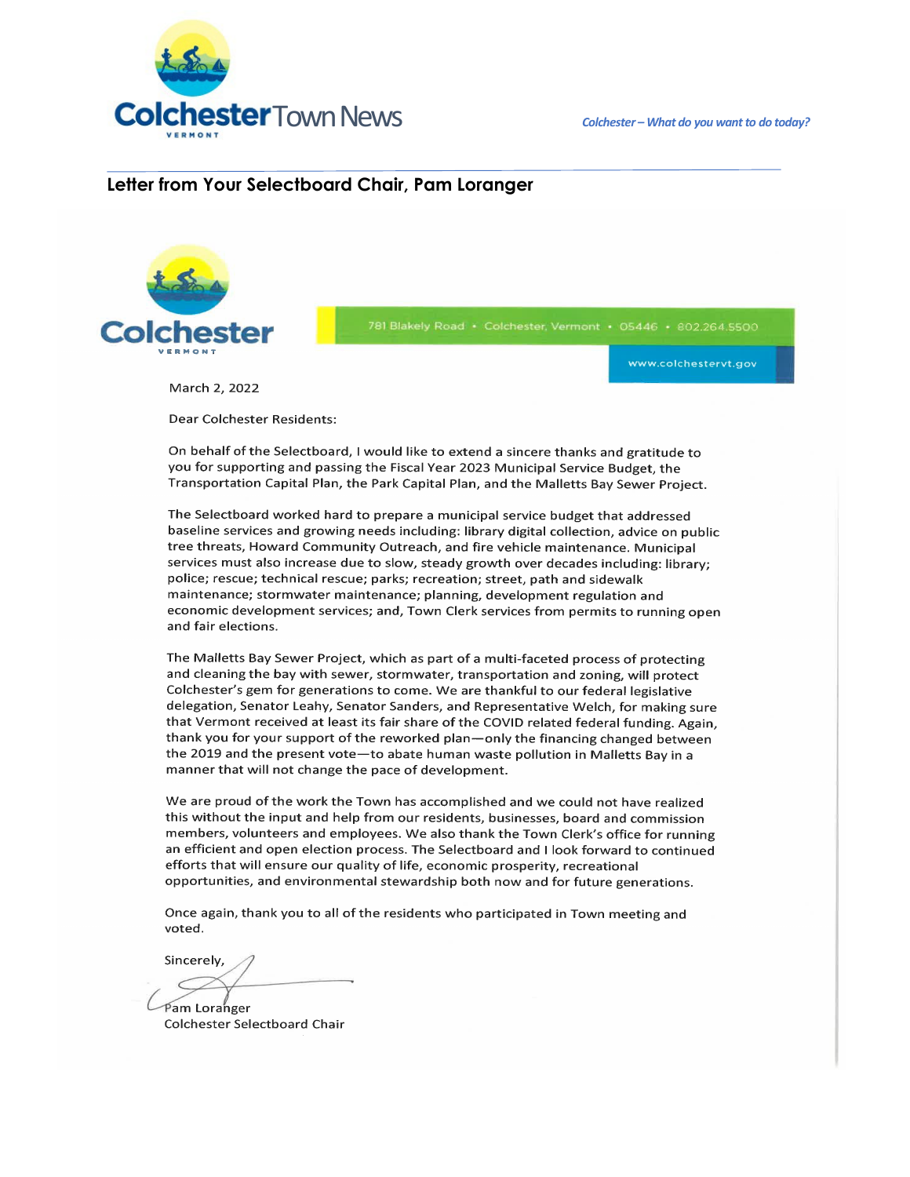# Colchester Town News

*Colchester – What do you want to do today?*

## Letter from Your Selectboard Chair, Pam Loranger

Colchester VERMONT

781 Blakely Road • Colchester, Vermont • 05446 • 802.264.5500

www.colchestervt.gov

March 2, 2022

Dear Colchester Residents:

On behalf of the Selectboard, I would like to extend a sincere thanks and gratitude to you for supporting and passing the Fiscal Year 2023 Municipal Service Budget, the Transportation Capital Plan, the Park Capital Plan, and the Malletts Bay Sewer Project.

The Selectboard worked hard to prepare a municipal service budget that addressed baseline services and growing needs including: library digital collection, advice on public tree threats, Howard Community Outreach, and fire vehicle maintenance. Municipal services must also increase due to slow, steady growth over decades including: library; police; rescue; technical rescue; parks; recreation; street, path and sidewalk maintenance; stormwater maintenance; planning, development regulation and economic development services; and, Town Clerk services from permits to running open and fair elections.

The Malletts Bay Sewer Project, which as part of a multi-faceted process of protecting and cleaning the bay with sewer, stormwater, transportation and zoning, will protect Colchester's gem for generations to come. We are thankful to our federal legislative delegation, Senator Leahy, Senator Sanders, and Representative Welch, for making sure that Vermont received at least its fair share of the COVID related federal funding. Again, thank you for your support of the reworked plan—only the financing changed between the 2019 and the present vote—to abate human waste pollution in Malletts Bay in a manner that will not change the pace of development.

We are proud of the work the Town has accomplished and we could not have realized this without the input and help from our residents, businesses, board and commission members, volunteers and employees. We also thank the Town Clerk's office for running an efficient and open election process. The Selectboard and I look forward to continued efforts that will ensure our quality of life, economic prosperity, recreational opportunities, and environmental stewardship both now and for future generations.

Once again, thank you to all of the residents who participated in Town meeting and voted.

Sincerely,

Pam Loranger
Colchester Selectboard Chair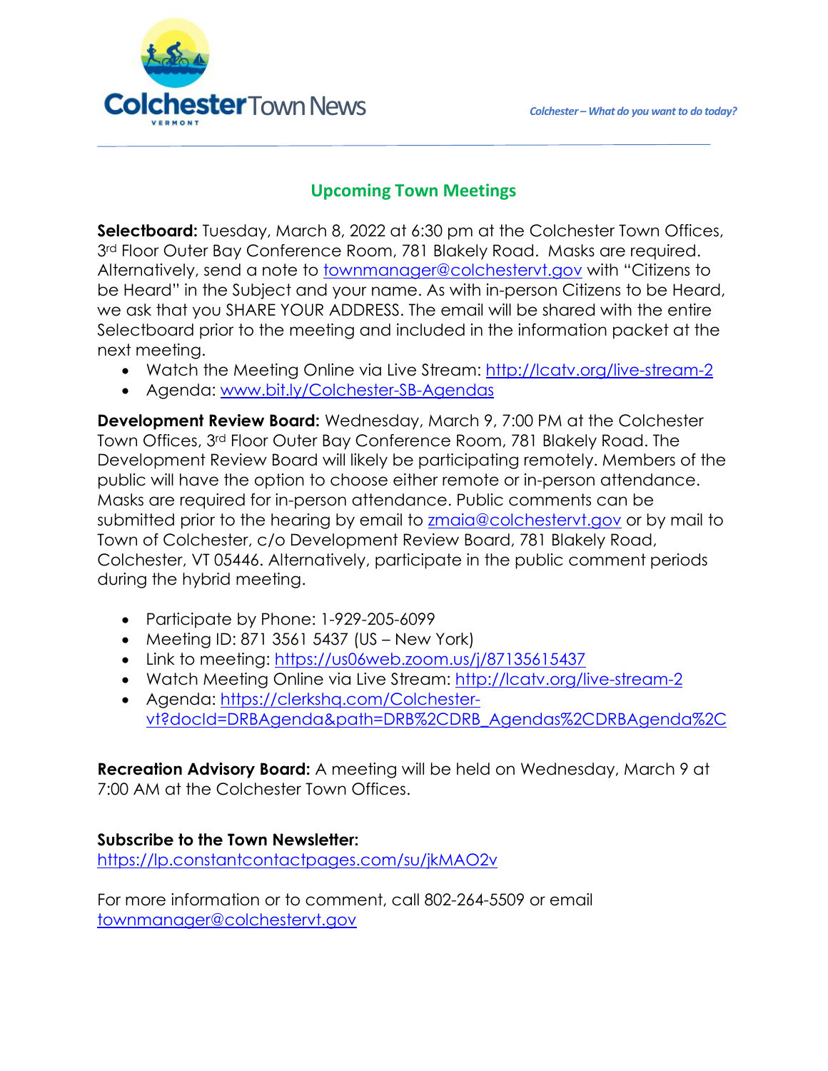Colchester Town News

VERMONT

*Colchester – What do you want to do today?*

## Upcoming Town Meetings

**Selectboard:** Tuesday, March 8, 2022 at 6:30 pm at the Colchester Town Offices, 3rd Floor Outer Bay Conference Room, 781 Blakely Road. Masks are required. Alternatively, send a note to townmanager@colchestervt.gov with "Citizens to be Heard" in the Subject and your name. As with in-person Citizens to be Heard, we ask that you SHARE YOUR ADDRESS. The email will be shared with the entire Selectboard prior to the meeting and included in the information packet at the next meeting.

- Watch the Meeting Online via Live Stream: http://lcatv.org/live-stream-2
- Agenda: www.bit.ly/Colchester-SB-Agendas

**Development Review Board:** Wednesday, March 9, 7:00 PM at the Colchester Town Offices, 3rd Floor Outer Bay Conference Room, 781 Blakely Road. The Development Review Board will likely be participating remotely. Members of the public will have the option to choose either remote or in-person attendance. Masks are required for in-person attendance. Public comments can be submitted prior to the hearing by email to zmaia@colchestervt.gov or by mail to Town of Colchester, c/o Development Review Board, 781 Blakely Road, Colchester, VT 05446. Alternatively, participate in the public comment periods during the hybrid meeting.

- Participate by Phone: 1-929-205-6099
- Meeting ID: 871 3561 5437 (US – New York)
- Link to meeting: https://us06web.zoom.us/j/87135615437
- Watch Meeting Online via Live Stream: http://lcatv.org/live-stream-2
- Agenda: https://clerkshq.com/Colchester-vt?docId=DRBAgenda&path=DRB%2CDRB_Agendas%2CDRBAgenda%2C

**Recreation Advisory Board:** A meeting will be held on Wednesday, March 9 at 7:00 AM at the Colchester Town Offices.

**Subscribe to the Town Newsletter:**
https://lp.constantcontactpages.com/su/jkMAO2v

For more information or to comment, call 802-264-5509 or email townmanager@colchestervt.gov